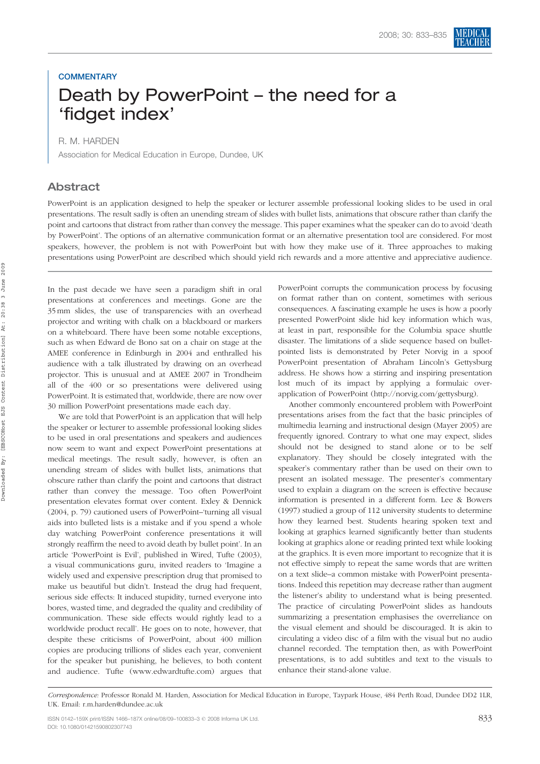COMMENTARY

# Death by PowerPoint – the need for a 'fidget index'

R. M. HARDEN

Association for Medical Education in Europe, Dundee, UK

## Abstract

PowerPoint is an application designed to help the speaker or lecturer assemble professional looking slides to be used in oral presentations. The result sadly is often an unending stream of slides with bullet lists, animations that obscure rather than clarify the point and cartoons that distract from rather than convey the message. This paper examines what the speaker can do to avoid 'death by PowerPoint'. The options of an alternative communication format or an alternative presentation tool are considered. For most speakers, however, the problem is not with PowerPoint but with how they make use of it. Three approaches to making presentations using PowerPoint are described which should yield rich rewards and a more attentive and appreciative audience.

In the past decade we have seen a paradigm shift in oral presentations at conferences and meetings. Gone are the 35 mm slides, the use of transparencies with an overhead projector and writing with chalk on a blackboard or markers on a whiteboard. There have been some notable exceptions, such as when Edward de Bono sat on a chair on stage at the AMEE conference in Edinburgh in 2004 and enthralled his audience with a talk illustrated by drawing on an overhead projector. This is unusual and at AMEE 2007 in Trondheim all of the 400 or so presentations were delivered using PowerPoint. It is estimated that, worldwide, there are now over 30 million PowerPoint presentations made each day.

We are told that PowerPoint is an application that will help the speaker or lecturer to assemble professional looking slides to be used in oral presentations and speakers and audiences now seem to want and expect PowerPoint presentations at medical meetings. The result sadly, however, is often an unending stream of slides with bullet lists, animations that obscure rather than clarify the point and cartoons that distract rather than convey the message. Too often PowerPoint presentation elevates format over content. Exley & Dennick (2004, p. 79) cautioned users of PowerPoint–'turning all visual aids into bulleted lists is a mistake and if you spend a whole day watching PowerPoint conference presentations it will strongly reaffirm the need to avoid death by bullet point'. In an article 'PowerPoint is Evil', published in Wired, Tufte (2003), a visual communications guru, invited readers to 'Imagine a widely used and expensive prescription drug that promised to make us beautiful but didn't. Instead the drug had frequent, serious side effects: It induced stupidity, turned everyone into bores, wasted time, and degraded the quality and credibility of communication. These side effects would rightly lead to a worldwide product recall'. He goes on to note, however, that despite these criticisms of PowerPoint, about 400 million copies are producing trillions of slides each year, convenient for the speaker but punishing, he believes, to both content and audience. Tufte (www.edwardtufte.com) argues that PowerPoint corrupts the communication process by focusing on format rather than on content, sometimes with serious consequences. A fascinating example he uses is how a poorly presented PowerPoint slide hid key information which was, at least in part, responsible for the Columbia space shuttle disaster. The limitations of a slide sequence based on bullet-pointed lists is demonstrated by Peter Norvig in a spoof PowerPoint presentation of Abraham Lincoln's Gettysburg address. He shows how a stirring and inspiring presentation lost much of its impact by applying a formulaic over-application of PowerPoint (http://norvig.com/gettysburg).

Another commonly encountered problem with PowerPoint presentations arises from the fact that the basic principles of multimedia learning and instructional design (Mayer 2005) are frequently ignored. Contrary to what one may expect, slides should not be designed to stand alone or to be self explanatory. They should be closely integrated with the speaker's commentary rather than be used on their own to present an isolated message. The presenter's commentary used to explain a diagram on the screen is effective because information is presented in a different form. Lee & Bowers (1997) studied a group of 112 university students to determine how they learned best. Students hearing spoken text and looking at graphics learned significantly better than students looking at graphics alone or reading printed text while looking at the graphics. It is even more important to recognize that it is not effective simply to repeat the same words that are written on a text slide–a common mistake with PowerPoint presentations. Indeed this repetition may decrease rather than augment the listener's ability to understand what is being presented. The practice of circulating PowerPoint slides as handouts summarizing a presentation emphasises the overreliance on the visual element and should be discouraged. It is akin to circulating a video disc of a film with the visual but no audio channel recorded. The temptation then, as with PowerPoint presentations, is to add subtitles and text to the visuals to enhance their stand-alone value.

*Correspondence:* Professor Ronald M. Harden, Association for Medical Education in Europe, Taypark House, 484 Perth Road, Dundee DD2 1LR, UK. Email: r.m.harden@dundee.ac.uk

ISSN 0142–159X print/ISSN 1466–187X online/08/09–100833–3 © 2008 Informa UK Ltd.
DOI: 10.1080/01421590802307743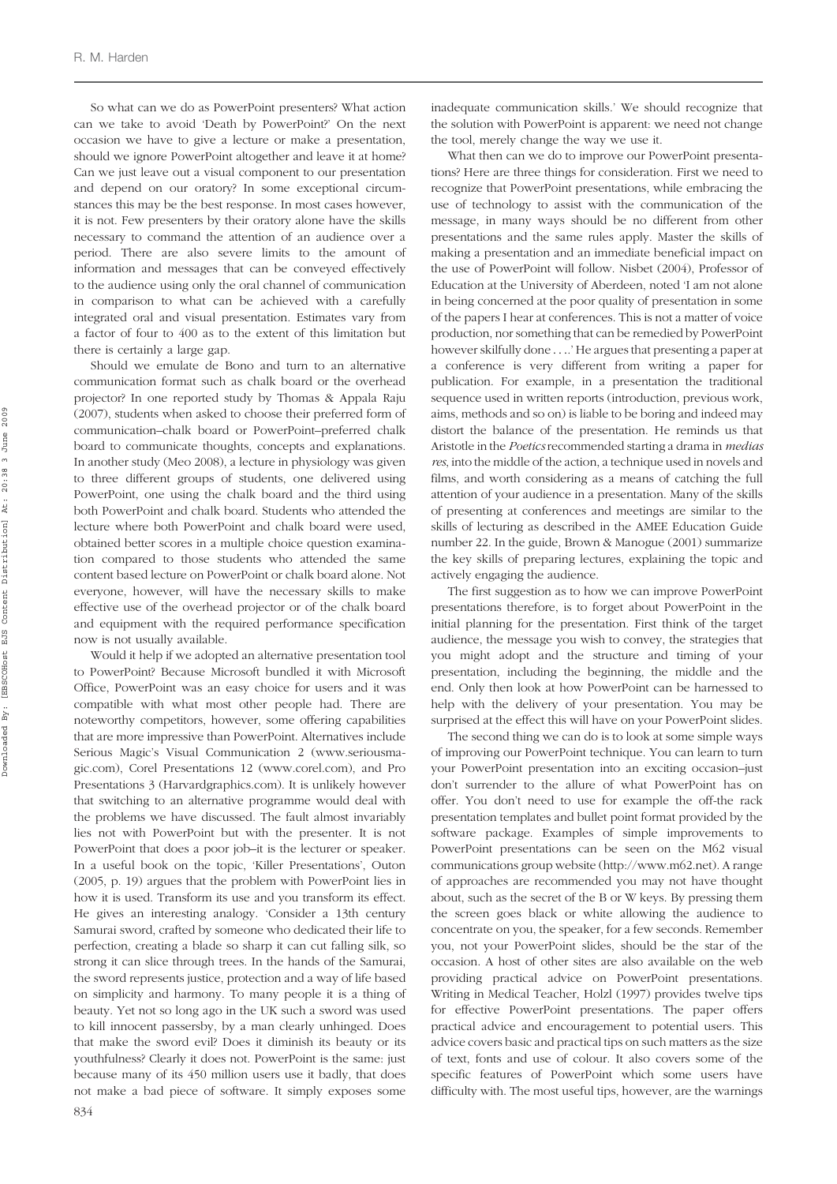So what can we do as PowerPoint presenters? What action can we take to avoid 'Death by PowerPoint?' On the next occasion we have to give a lecture or make a presentation, should we ignore PowerPoint altogether and leave it at home? Can we just leave out a visual component to our presentation and depend on our oratory? In some exceptional circumstances this may be the best response. In most cases however, it is not. Few presenters by their oratory alone have the skills necessary to command the attention of an audience over a period. There are also severe limits to the amount of information and messages that can be conveyed effectively to the audience using only the oral channel of communication in comparison to what can be achieved with a carefully integrated oral and visual presentation. Estimates vary from a factor of four to 400 as to the extent of this limitation but there is certainly a large gap.

Should we emulate de Bono and turn to an alternative communication format such as chalk board or the overhead projector? In one reported study by Thomas & Appala Raju (2007), students when asked to choose their preferred form of communication–chalk board or PowerPoint–preferred chalk board to communicate thoughts, concepts and explanations. In another study (Meo 2008), a lecture in physiology was given to three different groups of students, one delivered using PowerPoint, one using the chalk board and the third using both PowerPoint and chalk board. Students who attended the lecture where both PowerPoint and chalk board were used, obtained better scores in a multiple choice question examination compared to those students who attended the same content based lecture on PowerPoint or chalk board alone. Not everyone, however, will have the necessary skills to make effective use of the overhead projector or of the chalk board and equipment with the required performance specification now is not usually available.

Would it help if we adopted an alternative presentation tool to PowerPoint? Because Microsoft bundled it with Microsoft Office, PowerPoint was an easy choice for users and it was compatible with what most other people had. There are noteworthy competitors, however, some offering capabilities that are more impressive than PowerPoint. Alternatives include Serious Magic's Visual Communication 2 (www.seriousmagic.com), Corel Presentations 12 (www.corel.com), and Pro Presentations 3 (Harvardgraphics.com). It is unlikely however that switching to an alternative programme would deal with the problems we have discussed. The fault almost invariably lies not with PowerPoint but with the presenter. It is not PowerPoint that does a poor job–it is the lecturer or speaker. In a useful book on the topic, 'Killer Presentations', Outon (2005, p. 19) argues that the problem with PowerPoint lies in how it is used. Transform its use and you transform its effect. He gives an interesting analogy. 'Consider a 13th century Samurai sword, crafted by someone who dedicated their life to perfection, creating a blade so sharp it can cut falling silk, so strong it can slice through trees. In the hands of the Samurai, the sword represents justice, protection and a way of life based on simplicity and harmony. To many people it is a thing of beauty. Yet not so long ago in the UK such a sword was used to kill innocent passersby, by a man clearly unhinged. Does that make the sword evil? Does it diminish its beauty or its youthfulness? Clearly it does not. PowerPoint is the same: just because many of its 450 million users use it badly, that does not make a bad piece of software. It simply exposes some inadequate communication skills.' We should recognize that the solution with PowerPoint is apparent: we need not change the tool, merely change the way we use it.

What then can we do to improve our PowerPoint presentations? Here are three things for consideration. First we need to recognize that PowerPoint presentations, while embracing the use of technology to assist with the communication of the message, in many ways should be no different from other presentations and the same rules apply. Master the skills of making a presentation and an immediate beneficial impact on the use of PowerPoint will follow. Nisbet (2004), Professor of Education at the University of Aberdeen, noted 'I am not alone in being concerned at the poor quality of presentation in some of the papers I hear at conferences. This is not a matter of voice production, nor something that can be remedied by PowerPoint however skilfully done . . ..' He argues that presenting a paper at a conference is very different from writing a paper for publication. For example, in a presentation the traditional sequence used in written reports (introduction, previous work, aims, methods and so on) is liable to be boring and indeed may distort the balance of the presentation. He reminds us that Aristotle in the *Poetics* recommended starting a drama in *medias res*, into the middle of the action, a technique used in novels and films, and worth considering as a means of catching the full attention of your audience in a presentation. Many of the skills of presenting at conferences and meetings are similar to the skills of lecturing as described in the AMEE Education Guide number 22. In the guide, Brown & Manogue (2001) summarize the key skills of preparing lectures, explaining the topic and actively engaging the audience.

The first suggestion as to how we can improve PowerPoint presentations therefore, is to forget about PowerPoint in the initial planning for the presentation. First think of the target audience, the message you wish to convey, the strategies that you might adopt and the structure and timing of your presentation, including the beginning, the middle and the end. Only then look at how PowerPoint can be harnessed to help with the delivery of your presentation. You may be surprised at the effect this will have on your PowerPoint slides.

The second thing we can do is to look at some simple ways of improving our PowerPoint technique. You can learn to turn your PowerPoint presentation into an exciting occasion–just don't surrender to the allure of what PowerPoint has on offer. You don't need to use for example the off-the rack presentation templates and bullet point format provided by the software package. Examples of simple improvements to PowerPoint presentations can be seen on the M62 visual communications group website (http://www.m62.net). A range of approaches are recommended you may not have thought about, such as the secret of the B or W keys. By pressing them the screen goes black or white allowing the audience to concentrate on you, the speaker, for a few seconds. Remember you, not your PowerPoint slides, should be the star of the occasion. A host of other sites are also available on the web providing practical advice on PowerPoint presentations. Writing in Medical Teacher, Holzl (1997) provides twelve tips for effective PowerPoint presentations. The paper offers practical advice and encouragement to potential users. This advice covers basic and practical tips on such matters as the size of text, fonts and use of colour. It also covers some of the specific features of PowerPoint which some users have difficulty with. The most useful tips, however, are the warnings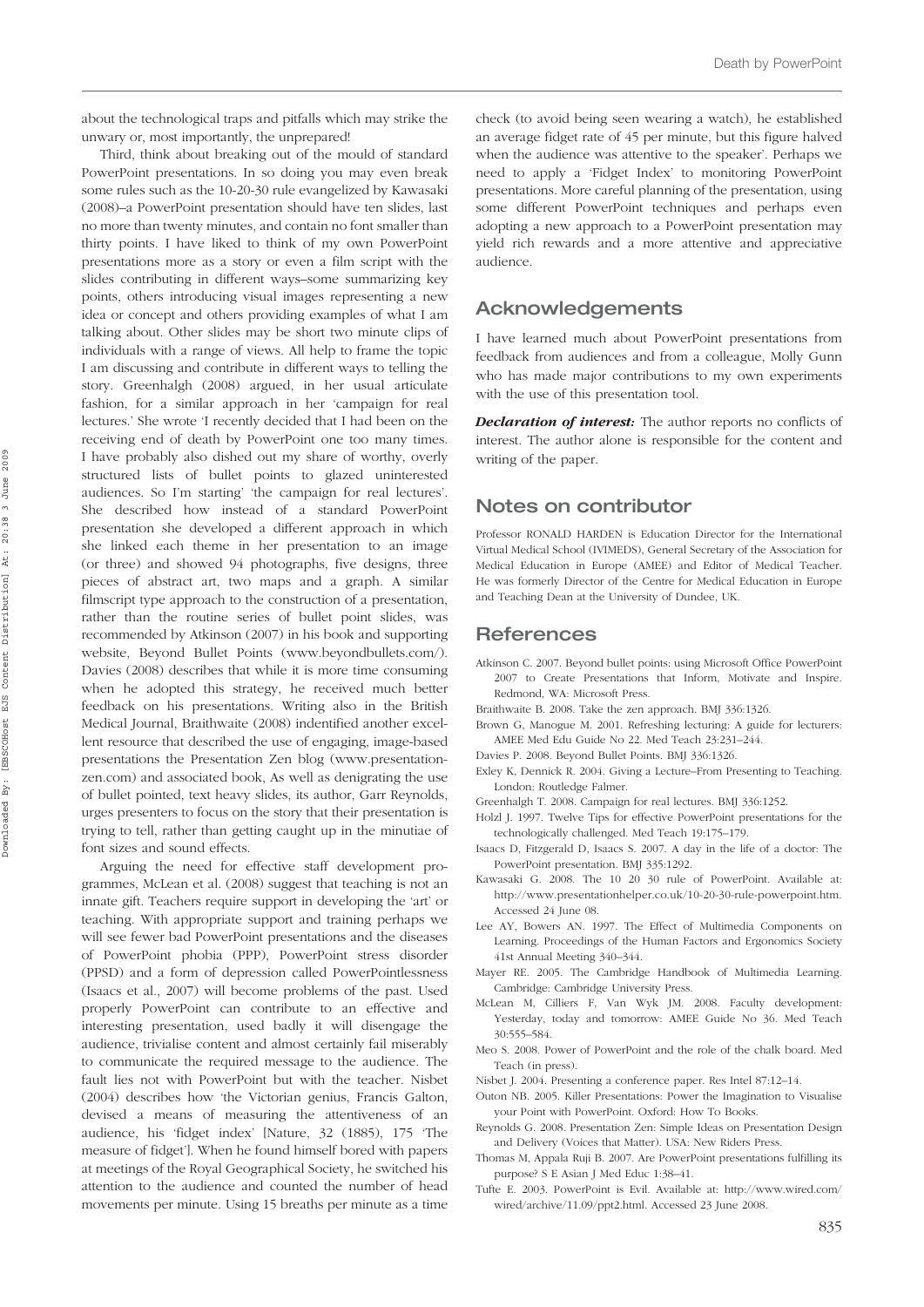about the technological traps and pitfalls which may strike the unwary or, most importantly, the unprepared!

Third, think about breaking out of the mould of standard PowerPoint presentations. In so doing you may even break some rules such as the 10-20-30 rule evangelized by Kawasaki (2008)–a PowerPoint presentation should have ten slides, last no more than twenty minutes, and contain no font smaller than thirty points. I have liked to think of my own PowerPoint presentations more as a story or even a film script with the slides contributing in different ways–some summarizing key points, others introducing visual images representing a new idea or concept and others providing examples of what I am talking about. Other slides may be short two minute clips of individuals with a range of views. All help to frame the topic I am discussing and contribute in different ways to telling the story. Greenhalgh (2008) argued, in her usual articulate fashion, for a similar approach in her 'campaign for real lectures.' She wrote 'I recently decided that I had been on the receiving end of death by PowerPoint one too many times. I have probably also dished out my share of worthy, overly structured lists of bullet points to glazed uninterested audiences. So I'm starting' 'the campaign for real lectures'. She described how instead of a standard PowerPoint presentation she developed a different approach in which she linked each theme in her presentation to an image (or three) and showed 94 photographs, five designs, three pieces of abstract art, two maps and a graph. A similar filmscript type approach to the construction of a presentation, rather than the routine series of bullet point slides, was recommended by Atkinson (2007) in his book and supporting website, Beyond Bullet Points (www.beyondbullets.com/). Davies (2008) describes that while it is more time consuming when he adopted this strategy, he received much better feedback on his presentations. Writing also in the British Medical Journal, Braithwaite (2008) indentified another excellent resource that described the use of engaging, image-based presentations the Presentation Zen blog (www.presentationzen.com) and associated book, As well as denigrating the use of bullet pointed, text heavy slides, its author, Garr Reynolds, urges presenters to focus on the story that their presentation is trying to tell, rather than getting caught up in the minutiae of font sizes and sound effects.

Arguing the need for effective staff development programmes, McLean et al. (2008) suggest that teaching is not an innate gift. Teachers require support in developing the 'art' or teaching. With appropriate support and training perhaps we will see fewer bad PowerPoint presentations and the diseases of PowerPoint phobia (PPP), PowerPoint stress disorder (PPSD) and a form of depression called PowerPointlessness (Isaacs et al., 2007) will become problems of the past. Used properly PowerPoint can contribute to an effective and interesting presentation, used badly it will disengage the audience, trivialise content and almost certainly fail miserably to communicate the required message to the audience. The fault lies not with PowerPoint but with the teacher. Nisbet (2004) describes how 'the Victorian genius, Francis Galton, devised a means of measuring the attentiveness of an audience, his 'fidget index' [Nature, 32 (1885), 175 'The measure of fidget']. When he found himself bored with papers at meetings of the Royal Geographical Society, he switched his attention to the audience and counted the number of head movements per minute. Using 15 breaths per minute as a time check (to avoid being seen wearing a watch), he established an average fidget rate of 45 per minute, but this figure halved when the audience was attentive to the speaker'. Perhaps we need to apply a 'Fidget Index' to monitoring PowerPoint presentations. More careful planning of the presentation, using some different PowerPoint techniques and perhaps even adopting a new approach to a PowerPoint presentation may yield rich rewards and a more attentive and appreciative audience.

## Acknowledgements

I have learned much about PowerPoint presentations from feedback from audiences and from a colleague, Molly Gunn who has made major contributions to my own experiments with the use of this presentation tool.

***Declaration of interest:*** The author reports no conflicts of interest. The author alone is responsible for the content and writing of the paper.

## Notes on contributor

Professor RONALD HARDEN is Education Director for the International Virtual Medical School (IVIMEDS), General Secretary of the Association for Medical Education in Europe (AMEE) and Editor of Medical Teacher. He was formerly Director of the Centre for Medical Education in Europe and Teaching Dean at the University of Dundee, UK.

## References

Atkinson C. 2007. Beyond bullet points: using Microsoft Office PowerPoint 2007 to Create Presentations that Inform, Motivate and Inspire. Redmond, WA: Microsoft Press.

Braithwaite B. 2008. Take the zen approach. BMJ 336:1326.

Brown G, Manogue M. 2001. Refreshing lecturing: A guide for lecturers: AMEE Med Edu Guide No 22. Med Teach 23:231–244.

Davies P. 2008. Beyond Bullet Points. BMJ 336:1326.

Exley K, Dennick R. 2004. Giving a Lecture–From Presenting to Teaching. London: Routledge Falmer.

Greenhalgh T. 2008. Campaign for real lectures. BMJ 336:1252.

Holzl J. 1997. Twelve Tips for effective PowerPoint presentations for the technologically challenged. Med Teach 19:175–179.

Isaacs D, Fitzgerald D, Isaacs S. 2007. A day in the life of a doctor: The PowerPoint presentation. BMJ 335:1292.

Kawasaki G. 2008. The 10 20 30 rule of PowerPoint. Available at: http://www.presentationhelper.co.uk/10-20-30-rule-powerpoint.htm. Accessed 24 June 08.

Lee AY, Bowers AN. 1997. The Effect of Multimedia Components on Learning. Proceedings of the Human Factors and Ergonomics Society 41st Annual Meeting 340–344.

Mayer RE. 2005. The Cambridge Handbook of Multimedia Learning. Cambridge: Cambridge University Press.

McLean M, Cilliers F, Van Wyk JM. 2008. Faculty development: Yesterday, today and tomorrow: AMEE Guide No 36. Med Teach 30:555–584.

Meo S. 2008. Power of PowerPoint and the role of the chalk board. Med Teach (in press).

Nisbet J. 2004. Presenting a conference paper. Res Intel 87:12–14.

Outon NB. 2005. Killer Presentations: Power the Imagination to Visualise your Point with PowerPoint. Oxford: How To Books.

Reynolds G. 2008. Presentation Zen: Simple Ideas on Presentation Design and Delivery (Voices that Matter). USA: New Riders Press.

Thomas M, Appala Ruji B. 2007. Are PowerPoint presentations fulfilling its purpose? S E Asian J Med Educ 1:38–41.

Tufte E. 2003. PowerPoint is Evil. Available at: http://www.wired.com/wired/archive/11.09/ppt2.html. Accessed 23 June 2008.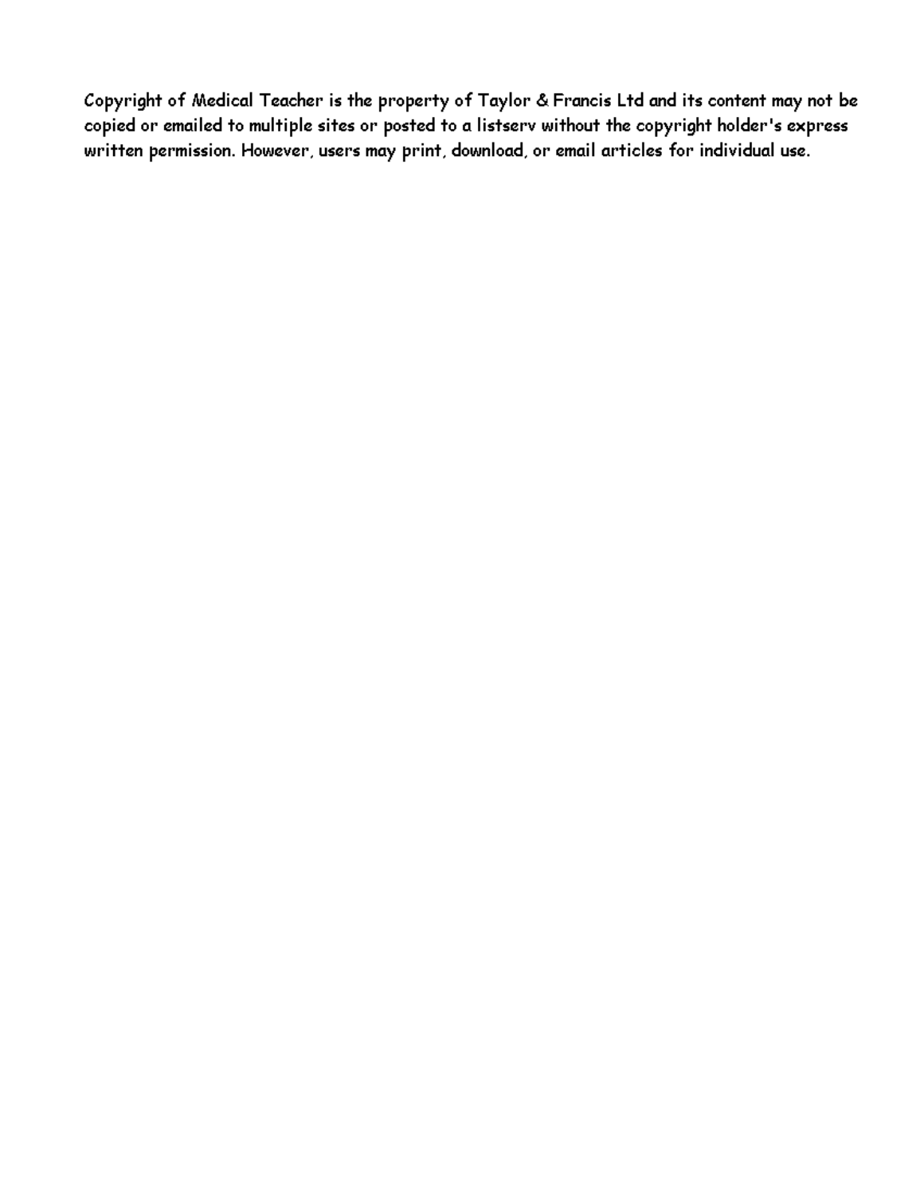Copyright of Medical Teacher is the property of Taylor & Francis Ltd and its content may not be copied or emailed to multiple sites or posted to a listserv without the copyright holder's express written permission. However, users may print, download, or email articles for individual use.